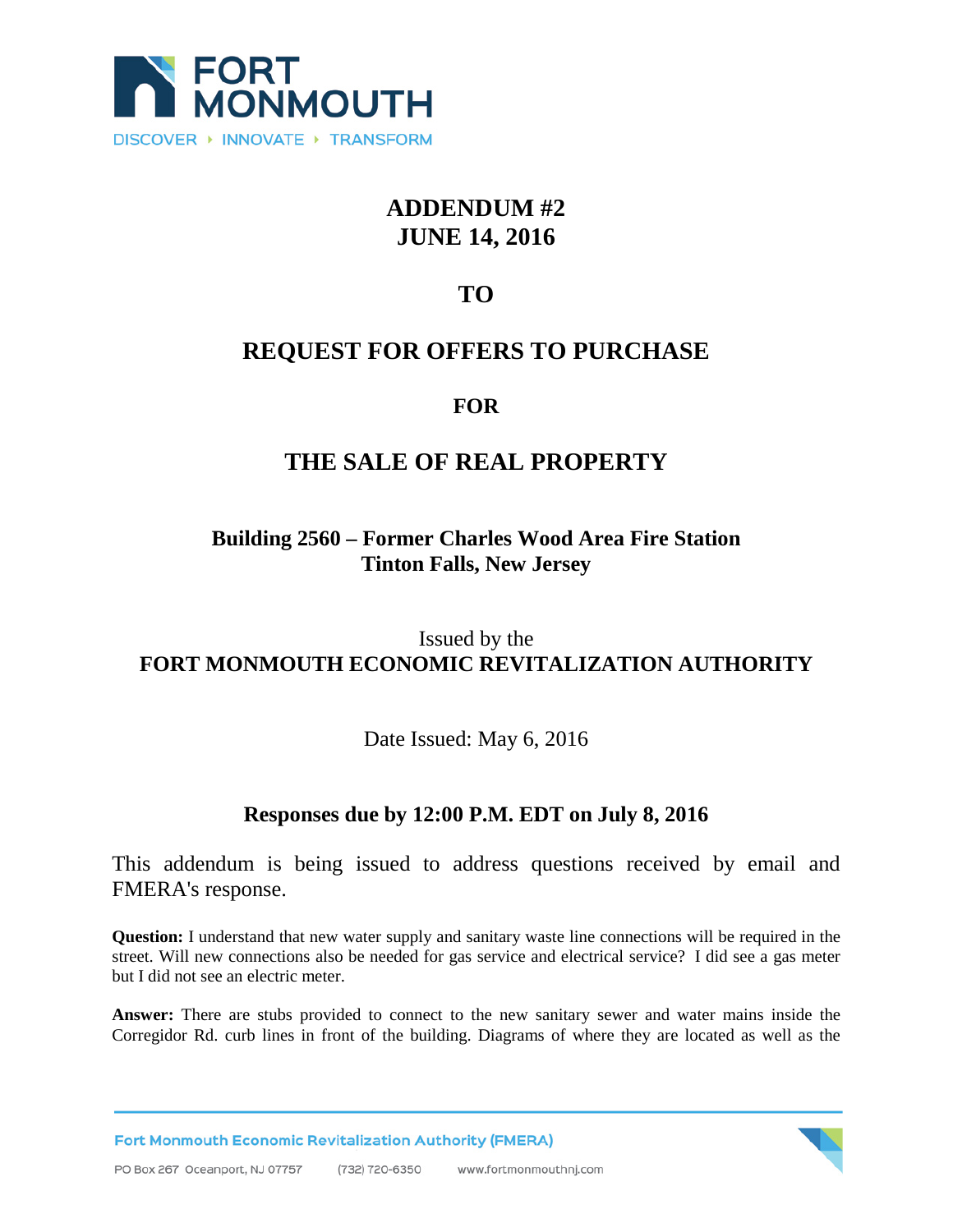# ADDENDUM #2
# JUNE 14, 2016

## TO

## REQUEST FOR OFFERS TO PURCHASE

## FOR

## THE SALE OF REAL PROPERTY

### Building 2560 – Former Charles Wood Area Fire Station
### Tinton Falls, New Jersey

Issued by the
**FORT MONMOUTH ECONOMIC REVITALIZATION AUTHORITY**

Date Issued: May 6, 2016

**Responses due by 12:00 P.M. EDT on July 8, 2016**

This addendum is being issued to address questions received by email and FMERA's response.

**Question:** I understand that new water supply and sanitary waste line connections will be required in the street. Will new connections also be needed for gas service and electrical service? I did see a gas meter but I did not see an electric meter.

**Answer:** There are stubs provided to connect to the new sanitary sewer and water mains inside the Corregidor Rd. curb lines in front of the building. Diagrams of where they are located as well as the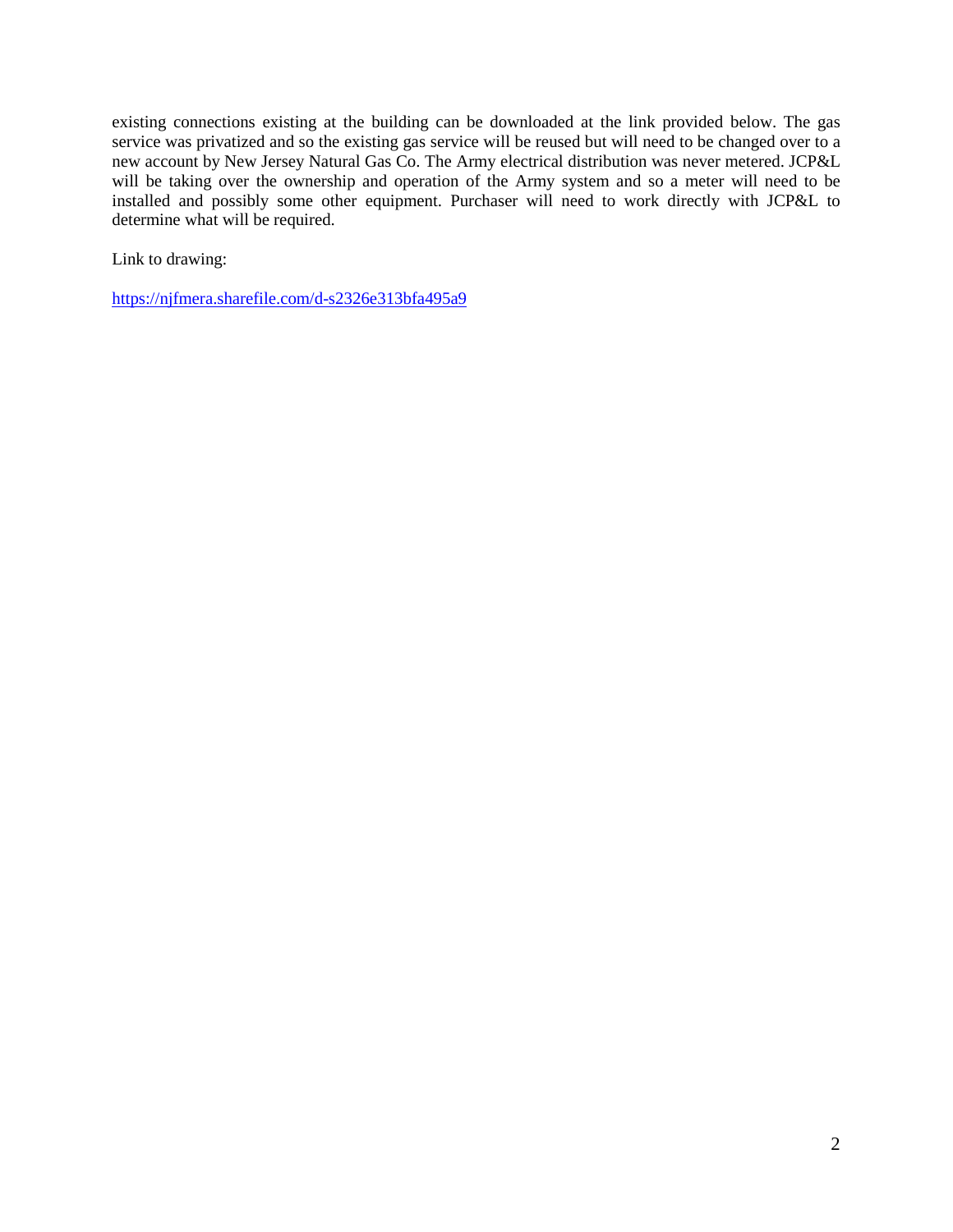existing connections existing at the building can be downloaded at the link provided below. The gas service was privatized and so the existing gas service will be reused but will need to be changed over to a new account by New Jersey Natural Gas Co. The Army electrical distribution was never metered. JCP&L will be taking over the ownership and operation of the Army system and so a meter will need to be installed and possibly some other equipment. Purchaser will need to work directly with JCP&L to determine what will be required.

Link to drawing:

https://njfmera.sharefile.com/d-s2326e313bfa495a9